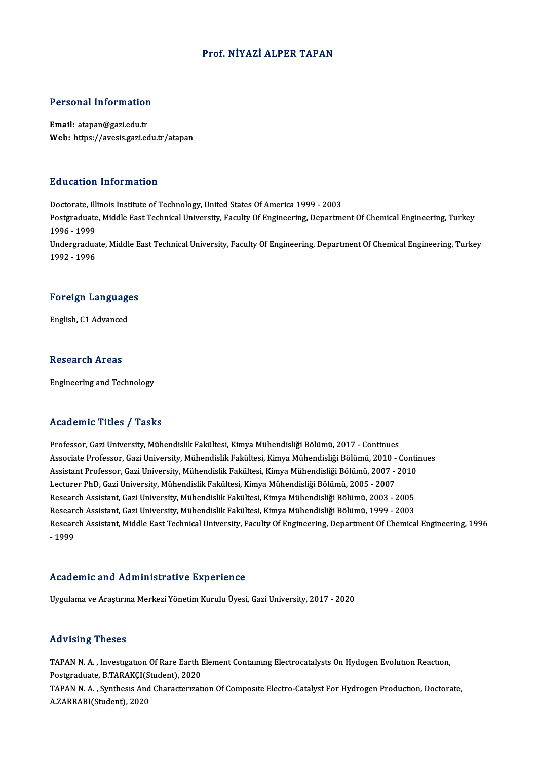# Prof. NİYAZİ ALPER TAPAN

## Personal Information

**Email:** atapan@gazi.edu.tr
**Web:** https://avesis.gazi.edu.tr/atapan

## Education Information

Doctorate, Illinois Institute of Technology, United States Of America 1999 - 2003
Postgraduate, Middle East Technical University, Faculty Of Engineering, Department Of Chemical Engineering, Turkey 1996 - 1999
Undergraduate, Middle East Technical University, Faculty Of Engineering, Department Of Chemical Engineering, Turkey 1992 - 1996

## Foreign Languages

English, C1 Advanced

## Research Areas

Engineering and Technology

## Academic Titles / Tasks

Professor, Gazi University, Mühendislik Fakültesi, Kimya Mühendisliği Bölümü, 2017 - Continues
Associate Professor, Gazi University, Mühendislik Fakültesi, Kimya Mühendisliği Bölümü, 2010 - Continues
Assistant Professor, Gazi University, Mühendislik Fakültesi, Kimya Mühendisliği Bölümü, 2007 - 2010
Lecturer PhD, Gazi University, Mühendislik Fakültesi, Kimya Mühendisliği Bölümü, 2005 - 2007
Research Assistant, Gazi University, Mühendislik Fakültesi, Kimya Mühendisliği Bölümü, 2003 - 2005
Research Assistant, Gazi University, Mühendislik Fakültesi, Kimya Mühendisliği Bölümü, 1999 - 2003
Research Assistant, Middle East Technical University, Faculty Of Engineering, Department Of Chemical Engineering, 1996 - 1999

## Academic and Administrative Experience

Uygulama ve Araştırma Merkezi Yönetim Kurulu Üyesi, Gazi University, 2017 - 2020

## Advising Theses

TAPAN N. A. , Investıgatıon Of Rare Earth Element Contaınıng Electrocatalysts On Hydogen Evolutıon Reactıon, Postgraduate, B.TARAKÇI(Student), 2020
TAPAN N. A. , Synthesıs And Characterızatıon Of Composıte Electro-Catalyst For Hydrogen Productıon, Doctorate, A.ZARRABI(Student), 2020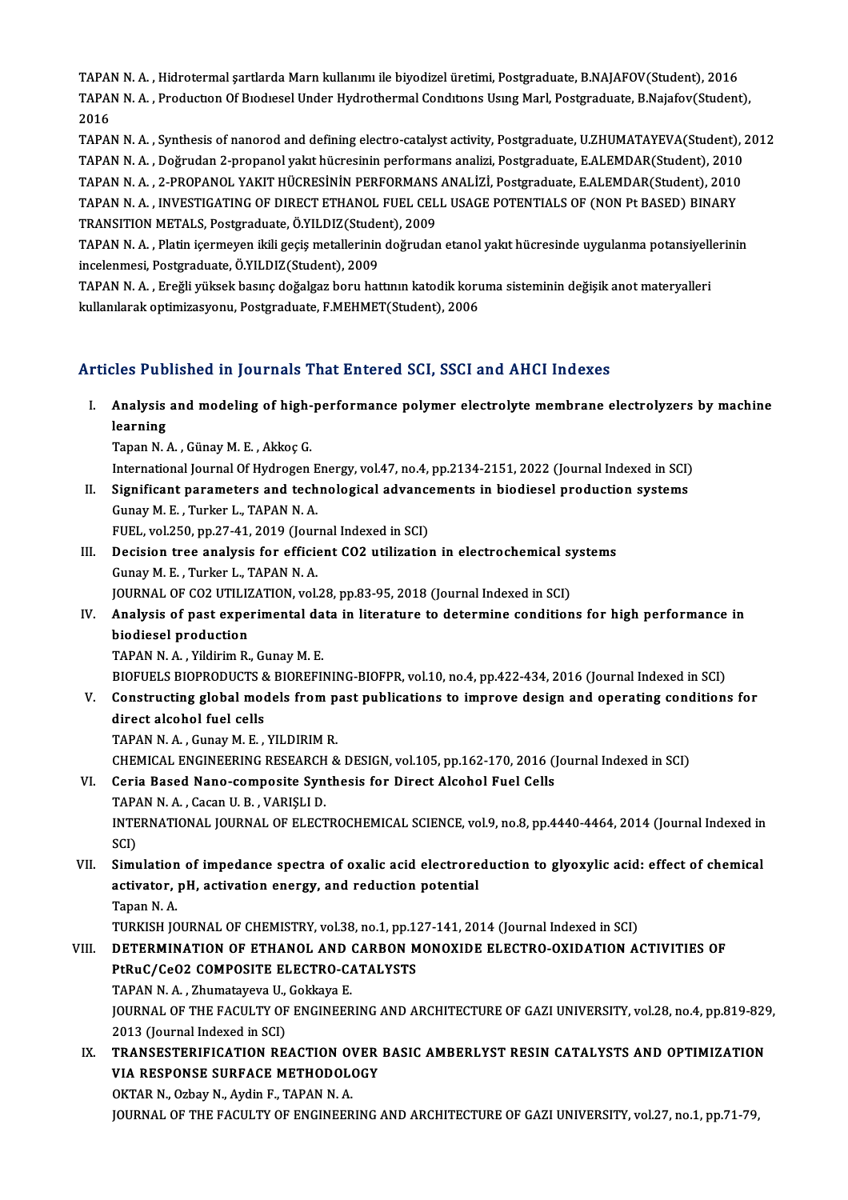TAPAN N. A. , Hidrotermal şartlarda Marn kullanımı ile biyodizel üretimi, Postgraduate, B.NAJAFOV(Student), 2016
TAPAN N. A. , Productıon Of Bıodıesel Under Hydrothermal Condıtıons Usıng Marl, Postgraduate, B.Najafov(Student), 2016
TAPAN N. A. , Synthesis of nanorod and defining electro-catalyst activity, Postgraduate, U.ZHUMATAYEVA(Student), 2012
TAPAN N. A. , Doğrudan 2-propanol yakıt hücresinin performans analizi, Postgraduate, E.ALEMDAR(Student), 2010
TAPAN N. A. , 2-PROPANOL YAKIT HÜCRESİNİN PERFORMANS ANALİZİ, Postgraduate, E.ALEMDAR(Student), 2010
TAPAN N. A. , INVESTIGATING OF DIRECT ETHANOL FUEL CELL USAGE POTENTIALS OF (NON Pt BASED) BINARY TRANSITION METALS, Postgraduate, Ö.YILDIZ(Student), 2009
TAPAN N. A. , Platin içermeyen ikili geçiş metallerinin doğrudan etanol yakıt hücresinde uygulanma potansiyellerinin incelenmesi, Postgraduate, Ö.YILDIZ(Student), 2009
TAPAN N. A. , Ereğli yüksek basınç doğalgaz boru hattının katodik koruma sisteminin değişik anot materyalleri kullanılarak optimizasyonu, Postgraduate, F.MEHMET(Student), 2006

## Articles Published in Journals That Entered SCI, SSCI and AHCI Indexes

I. **Analysis and modeling of high-performance polymer electrolyte membrane electrolyzers by machine learning**
Tapan N. A. , Günay M. E. , Akkoç G.
International Journal Of Hydrogen Energy, vol.47, no.4, pp.2134-2151, 2022 (Journal Indexed in SCI)

II. **Significant parameters and technological advancements in biodiesel production systems**
Gunay M. E. , Turker L., TAPAN N. A.
FUEL, vol.250, pp.27-41, 2019 (Journal Indexed in SCI)

III. **Decision tree analysis for efficient CO2 utilization in electrochemical systems**
Gunay M. E. , Turker L., TAPAN N. A.
JOURNAL OF CO2 UTILIZATION, vol.28, pp.83-95, 2018 (Journal Indexed in SCI)

IV. **Analysis of past experimental data in literature to determine conditions for high performance in biodiesel production**
TAPAN N. A. , Yildirim R., Gunay M. E.
BIOFUELS BIOPRODUCTS & BIOREFINING-BIOFPR, vol.10, no.4, pp.422-434, 2016 (Journal Indexed in SCI)

V. **Constructing global models from past publications to improve design and operating conditions for direct alcohol fuel cells**
TAPAN N. A. , Gunay M. E. , YILDIRIM R.
CHEMICAL ENGINEERING RESEARCH & DESIGN, vol.105, pp.162-170, 2016 (Journal Indexed in SCI)

VI. **Ceria Based Nano-composite Synthesis for Direct Alcohol Fuel Cells**
TAPAN N. A. , Cacan U. B. , VARIŞLI D.
INTERNATIONAL JOURNAL OF ELECTROCHEMICAL SCIENCE, vol.9, no.8, pp.4440-4464, 2014 (Journal Indexed in SCI)

VII. **Simulation of impedance spectra of oxalic acid electroreduction to glyoxylic acid: effect of chemical activator, pH, activation energy, and reduction potential**
Tapan N. A.
TURKISH JOURNAL OF CHEMISTRY, vol.38, no.1, pp.127-141, 2014 (Journal Indexed in SCI)

VIII. **DETERMINATION OF ETHANOL AND CARBON MONOXIDE ELECTRO-OXIDATION ACTIVITIES OF PtRuC/CeO2 COMPOSITE ELECTRO-CATALYSTS**
TAPAN N. A. , Zhumatayeva U., Gokkaya E.
JOURNAL OF THE FACULTY OF ENGINEERING AND ARCHITECTURE OF GAZI UNIVERSITY, vol.28, no.4, pp.819-829, 2013 (Journal Indexed in SCI)

IX. **TRANSESTERIFICATION REACTION OVER BASIC AMBERLYST RESIN CATALYSTS AND OPTIMIZATION VIA RESPONSE SURFACE METHODOLOGY**
OKTAR N., Ozbay N., Aydin F., TAPAN N. A.
JOURNAL OF THE FACULTY OF ENGINEERING AND ARCHITECTURE OF GAZI UNIVERSITY, vol.27, no.1, pp.71-79,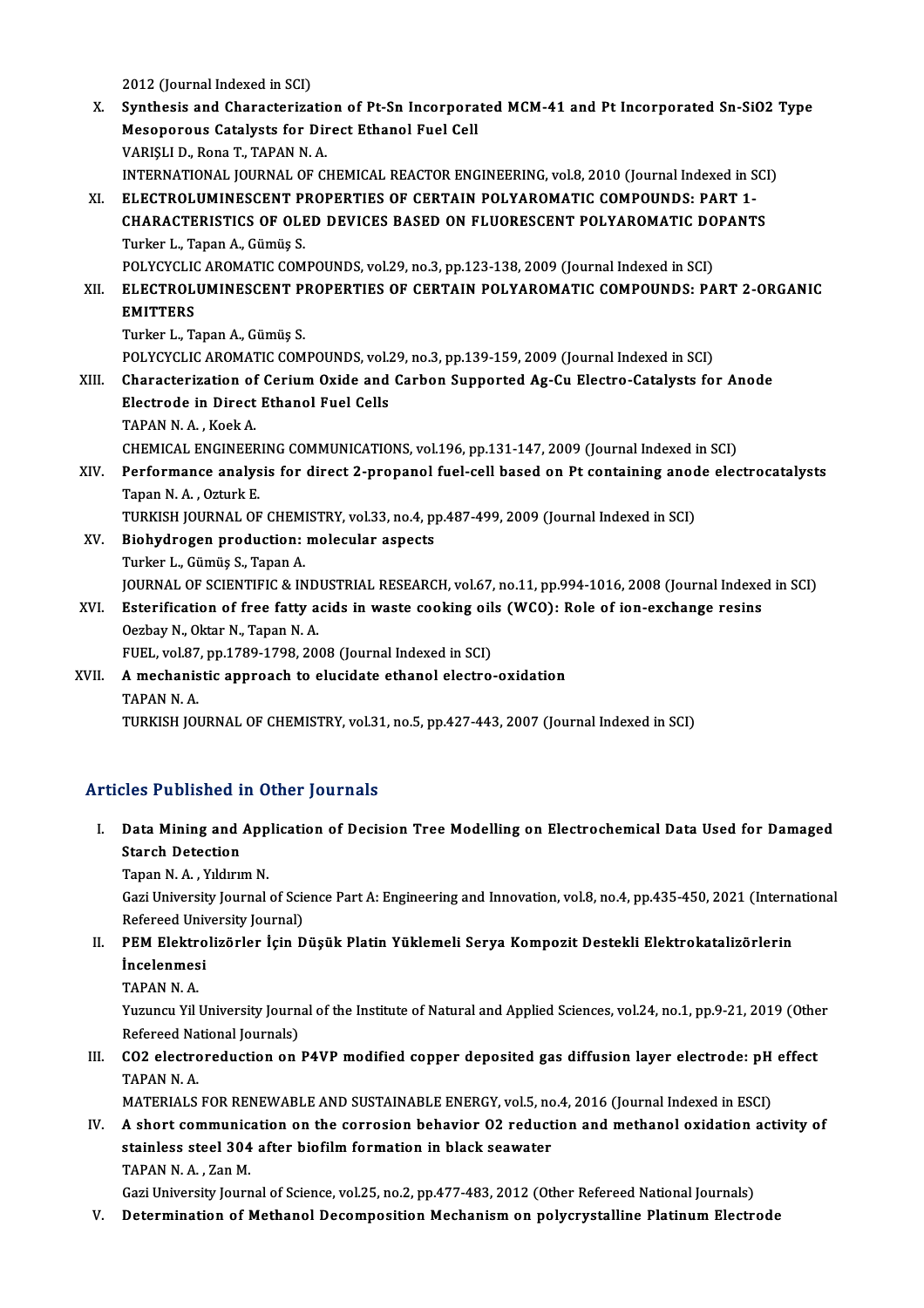2012 (Journal Indexed in SCI)

X. **Synthesis and Characterization of Pt-Sn Incorporated MCM-41 and Pt Incorporated Sn-SiO2 Type Mesoporous Catalysts for Direct Ethanol Fuel Cell**
VARIŞLI D., Rona T., TAPAN N. A.
INTERNATIONAL JOURNAL OF CHEMICAL REACTOR ENGINEERING, vol.8, 2010 (Journal Indexed in SCI)

XI. **ELECTROLUMINESCENT PROPERTIES OF CERTAIN POLYAROMATIC COMPOUNDS: PART 1-CHARACTERISTICS OF OLED DEVICES BASED ON FLUORESCENT POLYAROMATIC DOPANTS**
Turker L., Tapan A., Gümüş S.
POLYCYCLIC AROMATIC COMPOUNDS, vol.29, no.3, pp.123-138, 2009 (Journal Indexed in SCI)

XII. **ELECTROLUMINESCENT PROPERTIES OF CERTAIN POLYAROMATIC COMPOUNDS: PART 2-ORGANIC EMITTERS**
Turker L., Tapan A., Gümüş S.
POLYCYCLIC AROMATIC COMPOUNDS, vol.29, no.3, pp.139-159, 2009 (Journal Indexed in SCI)

XIII. **Characterization of Cerium Oxide and Carbon Supported Ag-Cu Electro-Catalysts for Anode Electrode in Direct Ethanol Fuel Cells**
TAPAN N. A. , Koek A.
CHEMICAL ENGINEERING COMMUNICATIONS, vol.196, pp.131-147, 2009 (Journal Indexed in SCI)

XIV. **Performance analysis for direct 2-propanol fuel-cell based on Pt containing anode electrocatalysts**
Tapan N. A. , Ozturk E.
TURKISH JOURNAL OF CHEMISTRY, vol.33, no.4, pp.487-499, 2009 (Journal Indexed in SCI)

XV. **Biohydrogen production: molecular aspects**
Turker L., Gümüş S., Tapan A.
JOURNAL OF SCIENTIFIC & INDUSTRIAL RESEARCH, vol.67, no.11, pp.994-1016, 2008 (Journal Indexed in SCI)

XVI. **Esterification of free fatty acids in waste cooking oils (WCO): Role of ion-exchange resins**
Oezbay N., Oktar N., Tapan N. A.
FUEL, vol.87, pp.1789-1798, 2008 (Journal Indexed in SCI)

XVII. **A mechanistic approach to elucidate ethanol electro-oxidation**
TAPAN N. A.
TURKISH JOURNAL OF CHEMISTRY, vol.31, no.5, pp.427-443, 2007 (Journal Indexed in SCI)

## Articles Published in Other Journals

I. **Data Mining and Application of Decision Tree Modelling on Electrochemical Data Used for Damaged Starch Detection**
Tapan N. A. , Yıldırım N.
Gazi University Journal of Science Part A: Engineering and Innovation, vol.8, no.4, pp.435-450, 2021 (International Refereed University Journal)

II. **PEM Elektrolizörler İçin Düşük Platin Yüklemeli Serya Kompozit Destekli Elektrokatalizörlerin İncelenmesi**
TAPAN N. A.
Yuzuncu Yil University Journal of the Institute of Natural and Applied Sciences, vol.24, no.1, pp.9-21, 2019 (Other Refereed National Journals)

III. **CO2 electroreduction on P4VP modified copper deposited gas diffusion layer electrode: pH effect**
TAPAN N. A.
MATERIALS FOR RENEWABLE AND SUSTAINABLE ENERGY, vol.5, no.4, 2016 (Journal Indexed in ESCI)

IV. **A short communication on the corrosion behavior O2 reduction and methanol oxidation activity of stainless steel 304 after biofilm formation in black seawater**
TAPAN N. A. , Zan M.
Gazi University Journal of Science, vol.25, no.2, pp.477-483, 2012 (Other Refereed National Journals)

V. **Determination of Methanol Decomposition Mechanism on polycrystalline Platinum Electrode**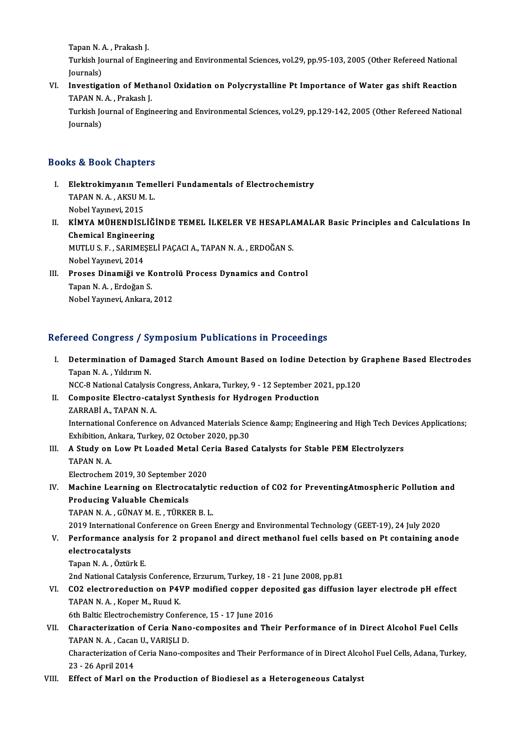Tapan N. A. , Prakash J.
Turkish Journal of Engineering and Environmental Sciences, vol.29, pp.95-103, 2005 (Other Refereed National Journals)

VI. **Investigation of Methanol Oxidation on Polycrystalline Pt Importance of Water gas shift Reaction**
TAPAN N. A. , Prakash J.
Turkish Journal of Engineering and Environmental Sciences, vol.29, pp.129-142, 2005 (Other Refereed National Journals)

## Books & Book Chapters

I. **Elektrokimyanın Temelleri Fundamentals of Electrochemistry**
TAPAN N. A. , AKSU M. L.
Nobel Yayınevi, 2015

II. **KİMYA MÜHENDİSLİĞİNDE TEMEL İLKELER VE HESAPLAMALAR Basic Principles and Calculations In Chemical Engineering**
MUTLU S. F. , SARIMEŞELİ PAÇACI A., TAPAN N. A. , ERDOĞAN S.
Nobel Yayınevi, 2014

III. **Proses Dinamiği ve Kontrolü Process Dynamics and Control**
Tapan N. A. , Erdoğan S.
Nobel Yayınevi, Ankara, 2012

## Refereed Congress / Symposium Publications in Proceedings

I. **Determination of Damaged Starch Amount Based on Iodine Detection by Graphene Based Electrodes**
Tapan N. A. , Yıldırım N.
NCC-8 National Catalysis Congress, Ankara, Turkey, 9 - 12 September 2021, pp.120

II. **Composite Electro-catalyst Synthesis for Hydrogen Production**
ZARRABİ A., TAPAN N. A.
International Conference on Advanced Materials Science &amp; Engineering and High Tech Devices Applications; Exhibition, Ankara, Turkey, 02 October 2020, pp.30

III. **A Study on Low Pt Loaded Metal Ceria Based Catalysts for Stable PEM Electrolyzers**
TAPAN N. A.
Electrochem 2019, 30 September 2020

IV. **Machine Learning on Electrocatalytic reduction of CO2 for PreventingAtmospheric Pollution and Producing Valuable Chemicals**
TAPAN N. A. , GÜNAY M. E. , TÜRKER B. L.
2019 International Conference on Green Energy and Environmental Technology (GEET-19), 24 July 2020

V. **Performance analysis for 2 propanol and direct methanol fuel cells based on Pt containing anode electrocatalysts**
Tapan N. A. , Öztürk E.
2nd National Catalysis Conference, Erzurum, Turkey, 18 - 21 June 2008, pp.81

VI. **CO2 electroreduction on P4VP modified copper deposited gas diffusion layer electrode pH effect**
TAPAN N. A. , Koper M., Ruud K.
6th Baltic Electrochemistry Conference, 15 - 17 June 2016

VII. **Characterization of Ceria Nano-composites and Their Performance of in Direct Alcohol Fuel Cells**
TAPAN N. A. , Cacan U., VARIŞLI D.
Characterization of Ceria Nano-composites and Their Performance of in Direct Alcohol Fuel Cells, Adana, Turkey, 23 - 26 April 2014

VIII. **Effect of Marl on the Production of Biodiesel as a Heterogeneous Catalyst**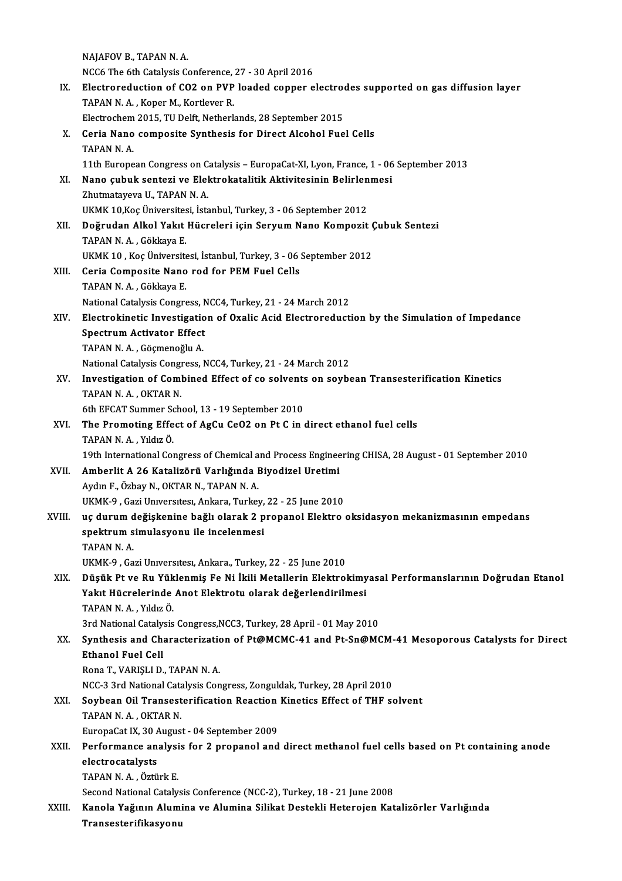NAJAFOV B., TAPAN N. A.
NCC6 The 6th Catalysis Conference, 27 - 30 April 2016

IX. **Electroreduction of CO2 on PVP loaded copper electrodes supported on gas diffusion layer**
TAPAN N. A. , Koper M., Kortlever R.
Electrochem 2015, TU Delft, Netherlands, 28 September 2015

X. **Ceria Nano composite Synthesis for Direct Alcohol Fuel Cells**
TAPAN N. A.
11th European Congress on Catalysis – EuropaCat-XI, Lyon, France, 1 - 06 September 2013

XI. **Nano çubuk sentezi ve Elektrokatalitik Aktivitesinin Belirlenmesi**
Zhutmatayeva U., TAPAN N. A.
UKMK 10,Koç Üniversitesi, İstanbul, Turkey, 3 - 06 September 2012

XII. **Doğrudan Alkol Yakıt Hücreleri için Seryum Nano Kompozit Çubuk Sentezi**
TAPAN N. A. , Gökkaya E.
UKMK 10 , Koç Üniversitesi, İstanbul, Turkey, 3 - 06 September 2012

XIII. **Ceria Composite Nano rod for PEM Fuel Cells**
TAPAN N. A. , Gökkaya E.
National Catalysis Congress, NCC4, Turkey, 21 - 24 March 2012

XIV. **Electrokinetic Investigation of Oxalic Acid Electroreduction by the Simulation of Impedance Spectrum Activator Effect**
TAPAN N. A. , Göçmenoğlu A.
National Catalysis Congress, NCC4, Turkey, 21 - 24 March 2012

XV. **Investigation of Combined Effect of co solvents on soybean Transesterification Kinetics**
TAPAN N. A. , OKTAR N.
6th EFCAT Summer School, 13 - 19 September 2010

XVI. **The Promoting Effect of AgCu CeO2 on Pt C in direct ethanol fuel cells**
TAPAN N. A. , Yıldız Ö.
19th International Congress of Chemical and Process Engineering CHISA, 28 August - 01 September 2010

XVII. **Amberlit A 26 Katalizörü Varlığında Biyodizel Uretimi**
Aydın F., Özbay N., OKTAR N., TAPAN N. A.
UKMK-9 , Gazi Unıversıtesı, Ankara, Turkey, 22 - 25 June 2010

XVIII. **uç durum değişkenine bağlı olarak 2 propanol Elektro oksidasyon mekanizmasının empedans spektrum simulasyonu ile incelenmesi**
TAPAN N. A.
UKMK-9 , Gazi Unıversıtesı, Ankara., Turkey, 22 - 25 June 2010

XIX. **Düşük Pt ve Ru Yüklenmiş Fe Ni İkili Metallerin Elektrokimyasal Performanslarının Doğrudan Etanol Yakıt Hücrelerinde Anot Elektrotu olarak değerlendirilmesi**
TAPAN N. A. , Yıldız Ö.
3rd National Catalysis Congress,NCC3, Turkey, 28 April - 01 May 2010

XX. **Synthesis and Characterization of Pt@MCMC-41 and Pt-Sn@MCM-41 Mesoporous Catalysts for Direct Ethanol Fuel Cell**
Rona T., VARIŞLI D., TAPAN N. A.
NCC-3 3rd National Catalysis Congress, Zonguldak, Turkey, 28 April 2010

XXI. **Soybean Oil Transesterification Reaction Kinetics Effect of THF solvent**
TAPAN N. A. , OKTAR N.
EuropaCat IX, 30 August - 04 September 2009

XXII. **Performance analysis for 2 propanol and direct methanol fuel cells based on Pt containing anode electrocatalysts**
TAPAN N. A. , Öztürk E.
Second National Catalysis Conference (NCC-2), Turkey, 18 - 21 June 2008

XXIII. **Kanola Yağının Alumina ve Alumina Silikat Destekli Heterojen Katalizörler Varlığında Transesterifikasyonu**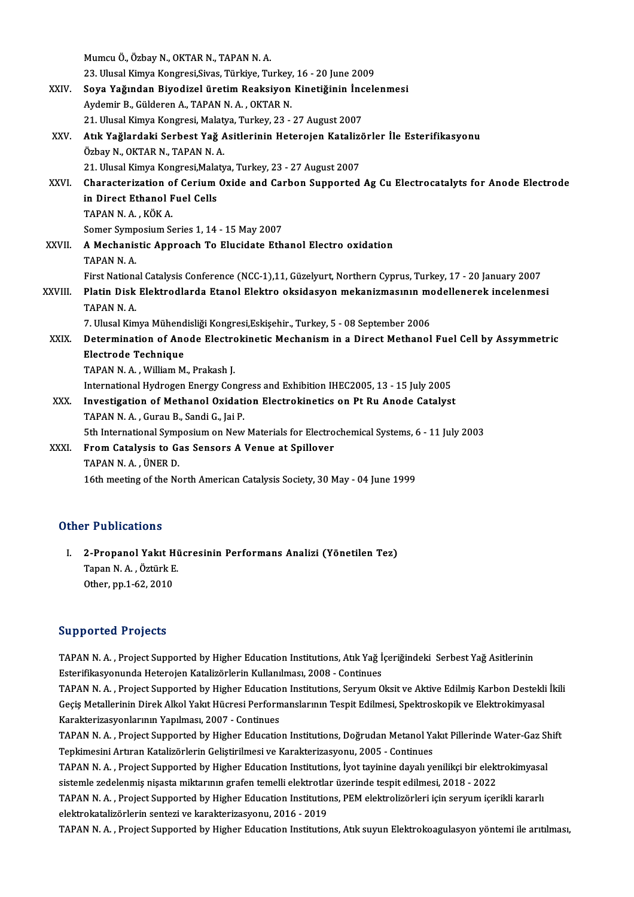Mumcu Ö., Özbay N., OKTAR N., TAPAN N. A.
23. Ulusal Kimya Kongresi,Sivas, Türkiye, Turkey, 16 - 20 June 2009

XXIV. **Soya Yağından Biyodizel üretim Reaksiyon Kinetiğinin İncelenmesi**
Aydemir B., Gülderen A., TAPAN N. A. , OKTAR N.
21. Ulusal Kimya Kongresi, Malatya, Turkey, 23 - 27 August 2007

XXV. **Atık Yağlardaki Serbest Yağ Asitlerinin Heterojen Katalizörler İle Esterifikasyonu**
Özbay N., OKTAR N., TAPAN N. A.
21. Ulusal Kimya Kongresi,Malatya, Turkey, 23 - 27 August 2007

XXVI. **Characterization of Cerium Oxide and Carbon Supported Ag Cu Electrocatalyts for Anode Electrode in Direct Ethanol Fuel Cells**
TAPAN N. A. , KÖK A.
Somer Symposium Series 1, 14 - 15 May 2007

XXVII. **A Mechanistic Approach To Elucidate Ethanol Electro oxidation**
TAPAN N. A.
First National Catalysis Conference (NCC-1),11, Güzelyurt, Northern Cyprus, Turkey, 17 - 20 January 2007

XXVIII. **Platin Disk Elektrodlarda Etanol Elektro oksidasyon mekanizmasının modellenerek incelenmesi**
TAPAN N. A.
7. Ulusal Kimya Mühendisliği Kongresi,Eskişehir., Turkey, 5 - 08 September 2006

XXIX. **Determination of Anode Electrokinetic Mechanism in a Direct Methanol Fuel Cell by Assymmetric Electrode Technique**
TAPAN N. A. , William M., Prakash J.
International Hydrogen Energy Congress and Exhibition IHEC2005, 13 - 15 July 2005

XXX. **Investigation of Methanol Oxidation Electrokinetics on Pt Ru Anode Catalyst**
TAPAN N. A. , Gurau B., Sandi G., Jai P.
5th International Symposium on New Materials for Electrochemical Systems, 6 - 11 July 2003

XXXI. **From Catalysis to Gas Sensors A Venue at Spillover**
TAPAN N. A. , ÜNER D.
16th meeting of the North American Catalysis Society, 30 May - 04 June 1999

## Other Publications

I. **2-Propanol Yakıt Hücresinin Performans Analizi (Yönetilen Tez)**
Tapan N. A. , Öztürk E.
Other, pp.1-62, 2010

## Supported Projects

TAPAN N. A. , Project Supported by Higher Education Institutions, Atık Yağ İçeriğindeki Serbest Yağ Asitlerinin Esterifikasyonunda Heterojen Katalizörlerin Kullanılması, 2008 - Continues

TAPAN N. A. , Project Supported by Higher Education Institutions, Seryum Oksit ve Aktive Edilmiş Karbon Destekli İkili Geçiş Metallerinin Direk Alkol Yakıt Hücresi Performanslarının Tespit Edilmesi, Spektroskopik ve Elektrokimyasal Karakterizasyonlarının Yapılması, 2007 - Continues

TAPAN N. A. , Project Supported by Higher Education Institutions, Doğrudan Metanol Yakıt Pillerinde Water-Gaz Shift Tepkimesini Artıran Katalizörlerin Geliştirilmesi ve Karakterizasyonu, 2005 - Continues

TAPAN N. A. , Project Supported by Higher Education Institutions, İyot tayinine dayalı yenilikçi bir elektrokimyasal sistemle zedelenmiş nişasta miktarının grafen temelli elektrotlar üzerinde tespit edilmesi, 2018 - 2022

TAPAN N. A. , Project Supported by Higher Education Institutions, PEM elektrolizörleri için seryum içerikli kararlı elektrokatalizörlerin sentezi ve karakterizasyonu, 2016 - 2019

TAPAN N. A. , Project Supported by Higher Education Institutions, Atık suyun Elektrokoagulasyon yöntemi ile arıtılması,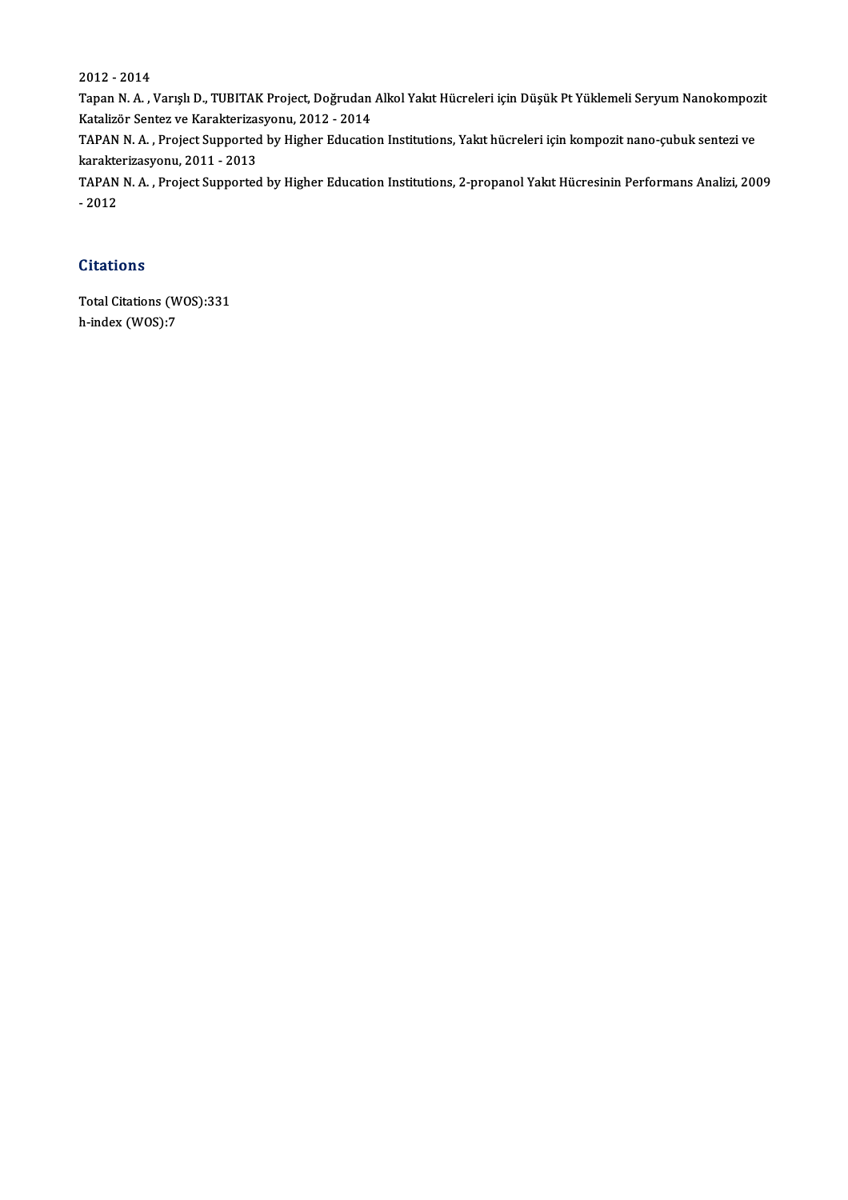2012 - 2014

Tapan N. A. , Varışlı D., TUBITAK Project, Doğrudan Alkol Yakıt Hücreleri için Düşük Pt Yüklemeli Seryum Nanokompozit Katalizör Sentez ve Karakterizasyonu, 2012 - 2014

TAPAN N. A. , Project Supported by Higher Education Institutions, Yakıt hücreleri için kompozit nano-çubuk sentezi ve karakterizasyonu, 2011 - 2013

TAPAN N. A. , Project Supported by Higher Education Institutions, 2-propanol Yakıt Hücresinin Performans Analizi, 2009 - 2012

## Citations

Total Citations (WOS):331

h-index (WOS):7